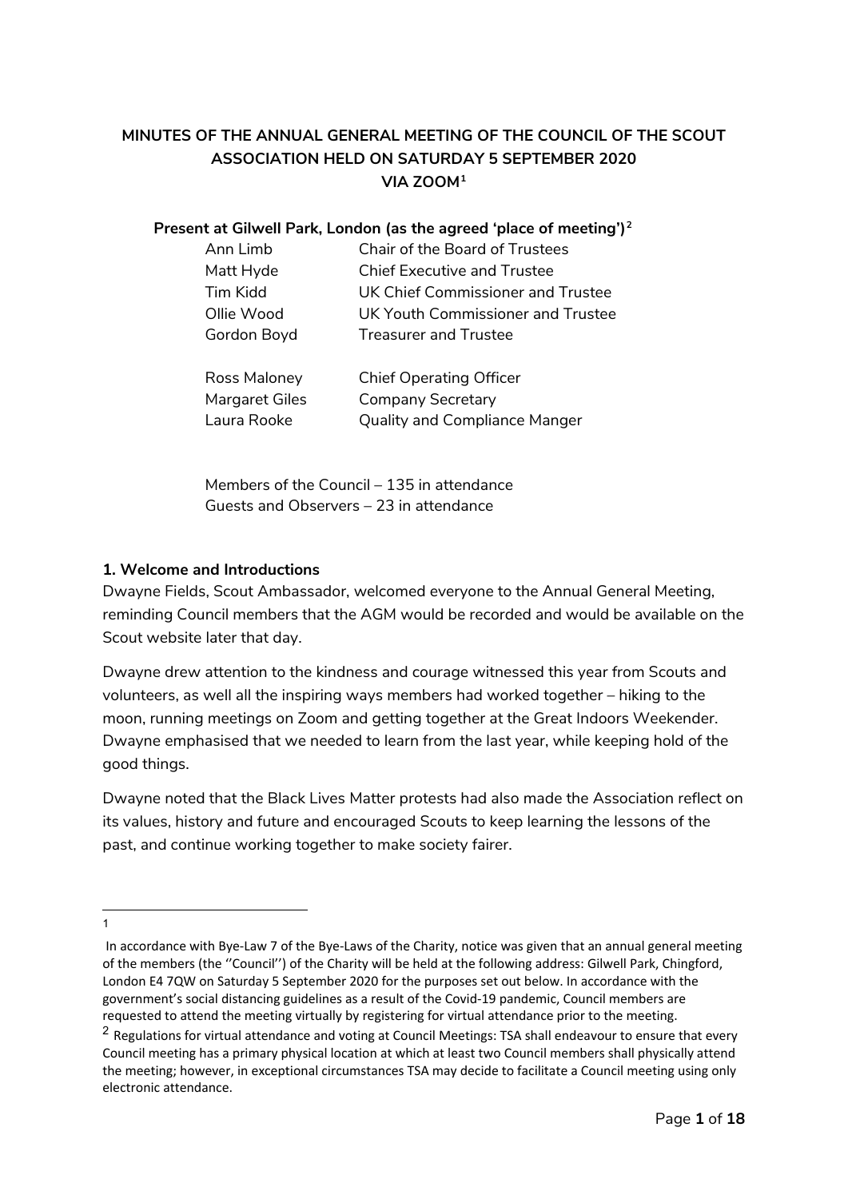**MINUTES OF THE ANNUAL GENERAL MEETING OF THE COUNCIL OF THE SCOUT ASSOCIATION HELD ON SATURDAY 5 SEPTEMBER 2020 VIA ZOOM[1]**

**Present at Gilwell Park, London (as the agreed 'place of meeting')[2]**

| | |
|---|---|
| Ann Limb | Chair of the Board of Trustees |
| Matt Hyde | Chief Executive and Trustee |
| Tim Kidd | UK Chief Commissioner and Trustee |
| Ollie Wood | UK Youth Commissioner and Trustee |
| Gordon Boyd | Treasurer and Trustee |
| | |
| Ross Maloney | Chief Operating Officer |
| Margaret Giles | Company Secretary |
| Laura Rooke | Quality and Compliance Manger |

Members of the Council – 135 in attendance
Guests and Observers – 23 in attendance

**1. Welcome and Introductions**

Dwayne Fields, Scout Ambassador, welcomed everyone to the Annual General Meeting, reminding Council members that the AGM would be recorded and would be available on the Scout website later that day.

Dwayne drew attention to the kindness and courage witnessed this year from Scouts and volunteers, as well all the inspiring ways members had worked together – hiking to the moon, running meetings on Zoom and getting together at the Great Indoors Weekender. Dwayne emphasised that we needed to learn from the last year, while keeping hold of the good things.

Dwayne noted that the Black Lives Matter protests had also made the Association reflect on its values, history and future and encouraged Scouts to keep learning the lessons of the past, and continue working together to make society fairer.

---

[1] In accordance with Bye-Law 7 of the Bye-Laws of the Charity, notice was given that an annual general meeting of the members (the ''Council'') of the Charity will be held at the following address: Gilwell Park, Chingford, London E4 7QW on Saturday 5 September 2020 for the purposes set out below. In accordance with the government's social distancing guidelines as a result of the Covid-19 pandemic, Council members are requested to attend the meeting virtually by registering for virtual attendance prior to the meeting.

[2] Regulations for virtual attendance and voting at Council Meetings: TSA shall endeavour to ensure that every Council meeting has a primary physical location at which at least two Council members shall physically attend the meeting; however, in exceptional circumstances TSA may decide to facilitate a Council meeting using only electronic attendance.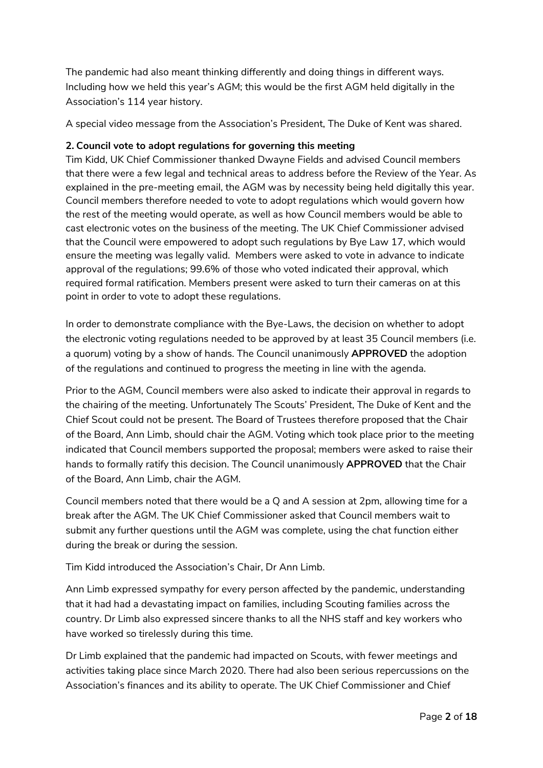The pandemic had also meant thinking differently and doing things in different ways. Including how we held this year's AGM; this would be the first AGM held digitally in the Association's 114 year history.

A special video message from the Association's President, The Duke of Kent was shared.

**2. Council vote to adopt regulations for governing this meeting**
Tim Kidd, UK Chief Commissioner thanked Dwayne Fields and advised Council members that there were a few legal and technical areas to address before the Review of the Year. As explained in the pre-meeting email, the AGM was by necessity being held digitally this year. Council members therefore needed to vote to adopt regulations which would govern how the rest of the meeting would operate, as well as how Council members would be able to cast electronic votes on the business of the meeting. The UK Chief Commissioner advised that the Council were empowered to adopt such regulations by Bye Law 17, which would ensure the meeting was legally valid. Members were asked to vote in advance to indicate approval of the regulations; 99.6% of those who voted indicated their approval, which required formal ratification. Members present were asked to turn their cameras on at this point in order to vote to adopt these regulations.

In order to demonstrate compliance with the Bye-Laws, the decision on whether to adopt the electronic voting regulations needed to be approved by at least 35 Council members (i.e. a quorum) voting by a show of hands. The Council unanimously **APPROVED** the adoption of the regulations and continued to progress the meeting in line with the agenda.

Prior to the AGM, Council members were also asked to indicate their approval in regards to the chairing of the meeting. Unfortunately The Scouts' President, The Duke of Kent and the Chief Scout could not be present. The Board of Trustees therefore proposed that the Chair of the Board, Ann Limb, should chair the AGM. Voting which took place prior to the meeting indicated that Council members supported the proposal; members were asked to raise their hands to formally ratify this decision. The Council unanimously **APPROVED** that the Chair of the Board, Ann Limb, chair the AGM.

Council members noted that there would be a Q and A session at 2pm, allowing time for a break after the AGM. The UK Chief Commissioner asked that Council members wait to submit any further questions until the AGM was complete, using the chat function either during the break or during the session.

Tim Kidd introduced the Association's Chair, Dr Ann Limb.

Ann Limb expressed sympathy for every person affected by the pandemic, understanding that it had had a devastating impact on families, including Scouting families across the country. Dr Limb also expressed sincere thanks to all the NHS staff and key workers who have worked so tirelessly during this time.

Dr Limb explained that the pandemic had impacted on Scouts, with fewer meetings and activities taking place since March 2020. There had also been serious repercussions on the Association's finances and its ability to operate. The UK Chief Commissioner and Chief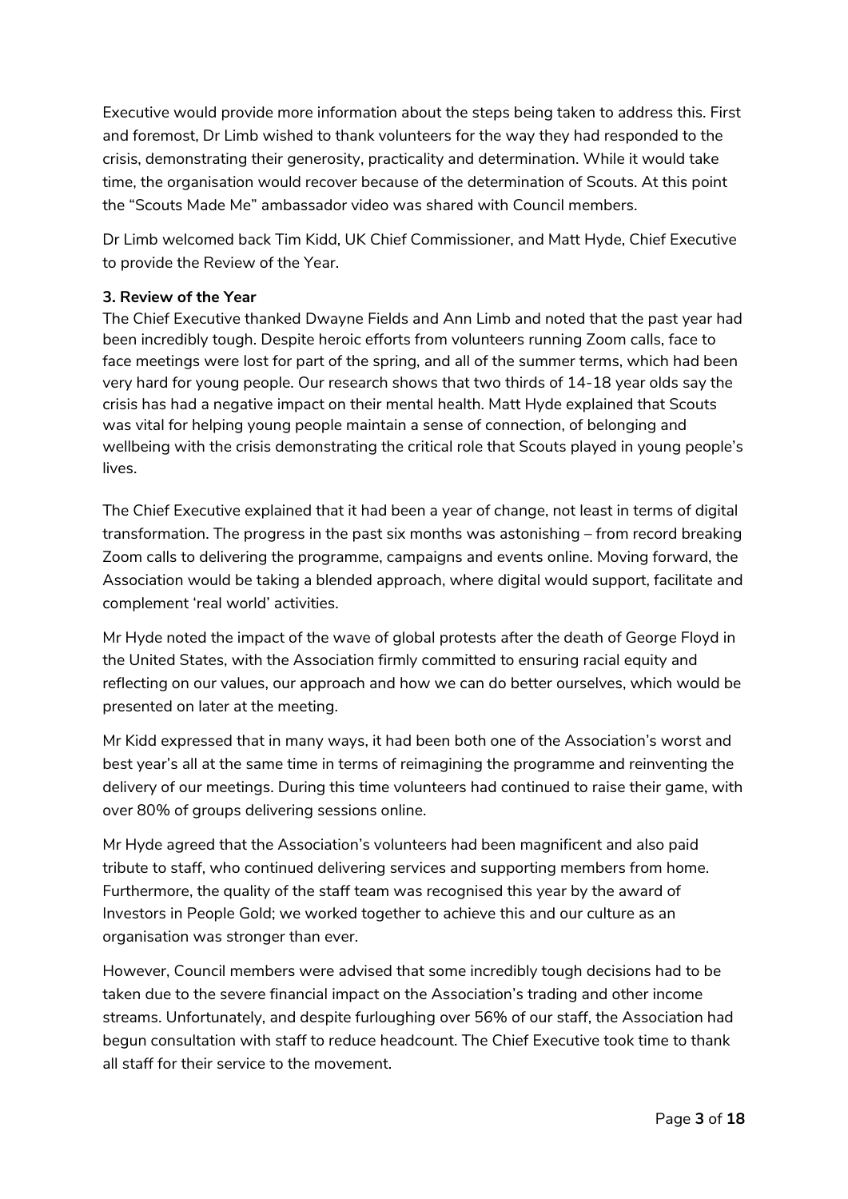Executive would provide more information about the steps being taken to address this. First and foremost, Dr Limb wished to thank volunteers for the way they had responded to the crisis, demonstrating their generosity, practicality and determination. While it would take time, the organisation would recover because of the determination of Scouts. At this point the "Scouts Made Me" ambassador video was shared with Council members.

Dr Limb welcomed back Tim Kidd, UK Chief Commissioner, and Matt Hyde, Chief Executive to provide the Review of the Year.

**3. Review of the Year**

The Chief Executive thanked Dwayne Fields and Ann Limb and noted that the past year had been incredibly tough. Despite heroic efforts from volunteers running Zoom calls, face to face meetings were lost for part of the spring, and all of the summer terms, which had been very hard for young people. Our research shows that two thirds of 14-18 year olds say the crisis has had a negative impact on their mental health. Matt Hyde explained that Scouts was vital for helping young people maintain a sense of connection, of belonging and wellbeing with the crisis demonstrating the critical role that Scouts played in young people's lives.

The Chief Executive explained that it had been a year of change, not least in terms of digital transformation. The progress in the past six months was astonishing – from record breaking Zoom calls to delivering the programme, campaigns and events online. Moving forward, the Association would be taking a blended approach, where digital would support, facilitate and complement 'real world' activities.

Mr Hyde noted the impact of the wave of global protests after the death of George Floyd in the United States, with the Association firmly committed to ensuring racial equity and reflecting on our values, our approach and how we can do better ourselves, which would be presented on later at the meeting.

Mr Kidd expressed that in many ways, it had been both one of the Association's worst and best year's all at the same time in terms of reimagining the programme and reinventing the delivery of our meetings. During this time volunteers had continued to raise their game, with over 80% of groups delivering sessions online.

Mr Hyde agreed that the Association's volunteers had been magnificent and also paid tribute to staff, who continued delivering services and supporting members from home. Furthermore, the quality of the staff team was recognised this year by the award of Investors in People Gold; we worked together to achieve this and our culture as an organisation was stronger than ever.

However, Council members were advised that some incredibly tough decisions had to be taken due to the severe financial impact on the Association's trading and other income streams. Unfortunately, and despite furloughing over 56% of our staff, the Association had begun consultation with staff to reduce headcount. The Chief Executive took time to thank all staff for their service to the movement.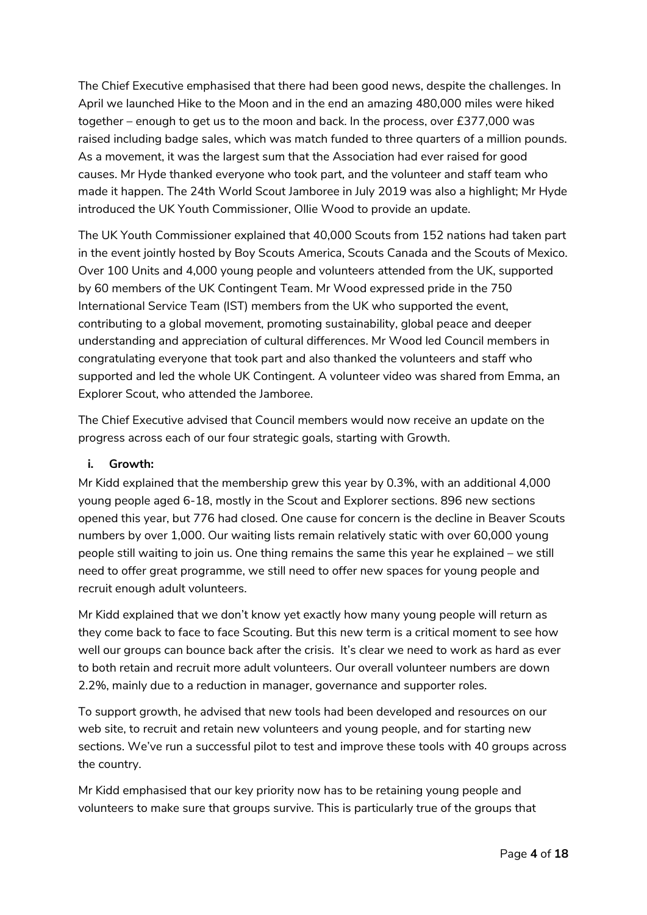The Chief Executive emphasised that there had been good news, despite the challenges. In April we launched Hike to the Moon and in the end an amazing 480,000 miles were hiked together – enough to get us to the moon and back. In the process, over £377,000 was raised including badge sales, which was match funded to three quarters of a million pounds. As a movement, it was the largest sum that the Association had ever raised for good causes. Mr Hyde thanked everyone who took part, and the volunteer and staff team who made it happen. The 24th World Scout Jamboree in July 2019 was also a highlight; Mr Hyde introduced the UK Youth Commissioner, Ollie Wood to provide an update.

The UK Youth Commissioner explained that 40,000 Scouts from 152 nations had taken part in the event jointly hosted by Boy Scouts America, Scouts Canada and the Scouts of Mexico. Over 100 Units and 4,000 young people and volunteers attended from the UK, supported by 60 members of the UK Contingent Team. Mr Wood expressed pride in the 750 International Service Team (IST) members from the UK who supported the event, contributing to a global movement, promoting sustainability, global peace and deeper understanding and appreciation of cultural differences. Mr Wood led Council members in congratulating everyone that took part and also thanked the volunteers and staff who supported and led the whole UK Contingent. A volunteer video was shared from Emma, an Explorer Scout, who attended the Jamboree.

The Chief Executive advised that Council members would now receive an update on the progress across each of our four strategic goals, starting with Growth.

**i. Growth:**

Mr Kidd explained that the membership grew this year by 0.3%, with an additional 4,000 young people aged 6-18, mostly in the Scout and Explorer sections. 896 new sections opened this year, but 776 had closed. One cause for concern is the decline in Beaver Scouts numbers by over 1,000. Our waiting lists remain relatively static with over 60,000 young people still waiting to join us. One thing remains the same this year he explained – we still need to offer great programme, we still need to offer new spaces for young people and recruit enough adult volunteers.

Mr Kidd explained that we don't know yet exactly how many young people will return as they come back to face to face Scouting. But this new term is a critical moment to see how well our groups can bounce back after the crisis. It's clear we need to work as hard as ever to both retain and recruit more adult volunteers. Our overall volunteer numbers are down 2.2%, mainly due to a reduction in manager, governance and supporter roles.

To support growth, he advised that new tools had been developed and resources on our web site, to recruit and retain new volunteers and young people, and for starting new sections. We've run a successful pilot to test and improve these tools with 40 groups across the country.

Mr Kidd emphasised that our key priority now has to be retaining young people and volunteers to make sure that groups survive. This is particularly true of the groups that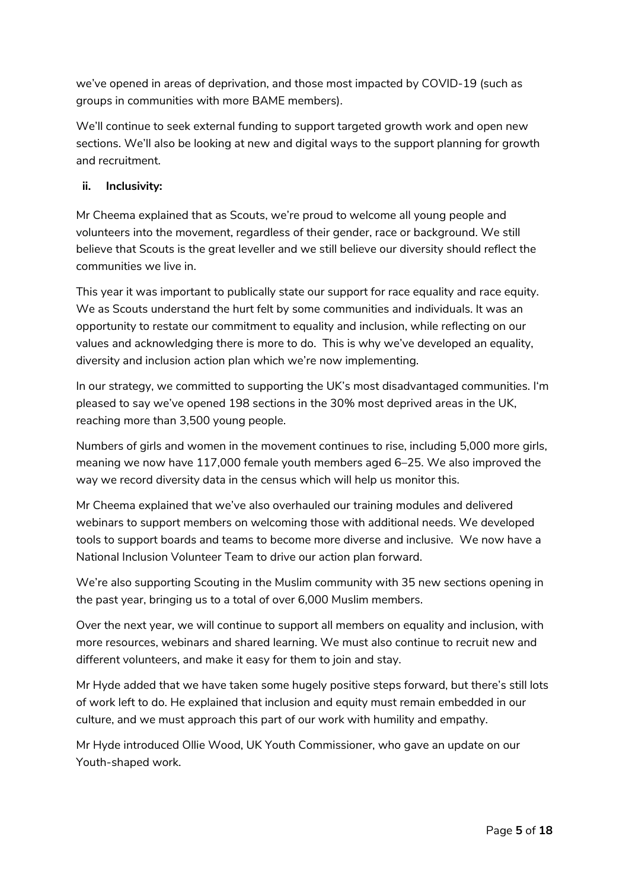we've opened in areas of deprivation, and those most impacted by COVID-19 (such as groups in communities with more BAME members).

We'll continue to seek external funding to support targeted growth work and open new sections. We'll also be looking at new and digital ways to the support planning for growth and recruitment.

**ii. Inclusivity:**

Mr Cheema explained that as Scouts, we're proud to welcome all young people and volunteers into the movement, regardless of their gender, race or background. We still believe that Scouts is the great leveller and we still believe our diversity should reflect the communities we live in.

This year it was important to publically state our support for race equality and race equity. We as Scouts understand the hurt felt by some communities and individuals. It was an opportunity to restate our commitment to equality and inclusion, while reflecting on our values and acknowledging there is more to do. This is why we've developed an equality, diversity and inclusion action plan which we're now implementing.

In our strategy, we committed to supporting the UK's most disadvantaged communities. I'm pleased to say we've opened 198 sections in the 30% most deprived areas in the UK, reaching more than 3,500 young people.

Numbers of girls and women in the movement continues to rise, including 5,000 more girls, meaning we now have 117,000 female youth members aged 6–25. We also improved the way we record diversity data in the census which will help us monitor this.

Mr Cheema explained that we've also overhauled our training modules and delivered webinars to support members on welcoming those with additional needs. We developed tools to support boards and teams to become more diverse and inclusive. We now have a National Inclusion Volunteer Team to drive our action plan forward.

We're also supporting Scouting in the Muslim community with 35 new sections opening in the past year, bringing us to a total of over 6,000 Muslim members.

Over the next year, we will continue to support all members on equality and inclusion, with more resources, webinars and shared learning. We must also continue to recruit new and different volunteers, and make it easy for them to join and stay.

Mr Hyde added that we have taken some hugely positive steps forward, but there's still lots of work left to do. He explained that inclusion and equity must remain embedded in our culture, and we must approach this part of our work with humility and empathy.

Mr Hyde introduced Ollie Wood, UK Youth Commissioner, who gave an update on our Youth-shaped work.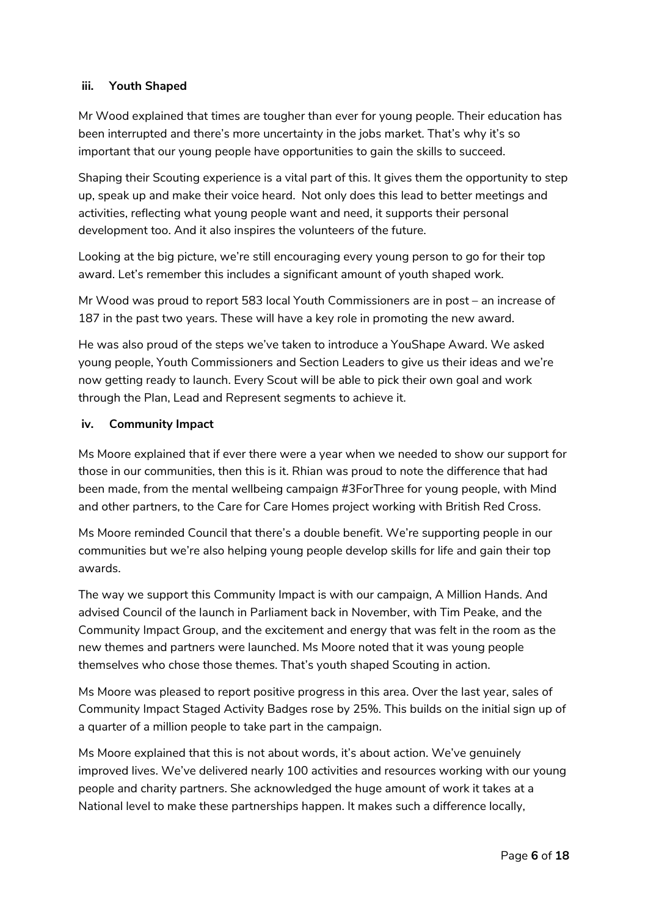### iii. Youth Shaped

Mr Wood explained that times are tougher than ever for young people. Their education has been interrupted and there's more uncertainty in the jobs market. That's why it's so important that our young people have opportunities to gain the skills to succeed.

Shaping their Scouting experience is a vital part of this. It gives them the opportunity to step up, speak up and make their voice heard. Not only does this lead to better meetings and activities, reflecting what young people want and need, it supports their personal development too. And it also inspires the volunteers of the future.

Looking at the big picture, we're still encouraging every young person to go for their top award. Let's remember this includes a significant amount of youth shaped work.

Mr Wood was proud to report 583 local Youth Commissioners are in post – an increase of 187 in the past two years. These will have a key role in promoting the new award.

He was also proud of the steps we've taken to introduce a YouShape Award. We asked young people, Youth Commissioners and Section Leaders to give us their ideas and we're now getting ready to launch. Every Scout will be able to pick their own goal and work through the Plan, Lead and Represent segments to achieve it.

### iv. Community Impact

Ms Moore explained that if ever there were a year when we needed to show our support for those in our communities, then this is it. Rhian was proud to note the difference that had been made, from the mental wellbeing campaign #3ForThree for young people, with Mind and other partners, to the Care for Care Homes project working with British Red Cross.

Ms Moore reminded Council that there's a double benefit. We're supporting people in our communities but we're also helping young people develop skills for life and gain their top awards.

The way we support this Community Impact is with our campaign, A Million Hands. And advised Council of the launch in Parliament back in November, with Tim Peake, and the Community Impact Group, and the excitement and energy that was felt in the room as the new themes and partners were launched. Ms Moore noted that it was young people themselves who chose those themes. That's youth shaped Scouting in action.

Ms Moore was pleased to report positive progress in this area. Over the last year, sales of Community Impact Staged Activity Badges rose by 25%. This builds on the initial sign up of a quarter of a million people to take part in the campaign.

Ms Moore explained that this is not about words, it's about action. We've genuinely improved lives. We've delivered nearly 100 activities and resources working with our young people and charity partners. She acknowledged the huge amount of work it takes at a National level to make these partnerships happen. It makes such a difference locally,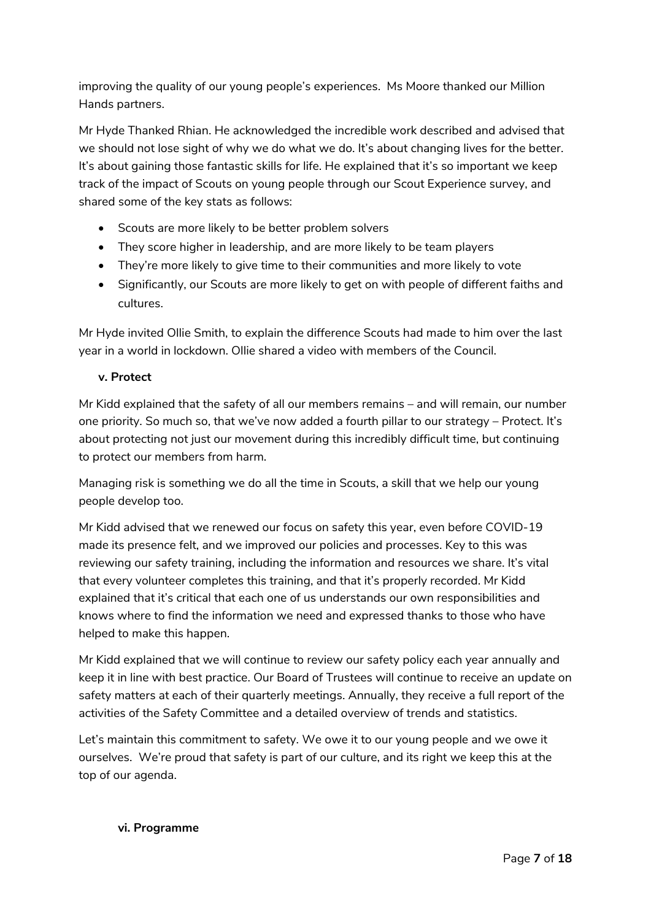improving the quality of our young people's experiences. Ms Moore thanked our Million Hands partners.

Mr Hyde Thanked Rhian. He acknowledged the incredible work described and advised that we should not lose sight of why we do what we do. It's about changing lives for the better. It's about gaining those fantastic skills for life. He explained that it's so important we keep track of the impact of Scouts on young people through our Scout Experience survey, and shared some of the key stats as follows:

- Scouts are more likely to be better problem solvers
- They score higher in leadership, and are more likely to be team players
- They're more likely to give time to their communities and more likely to vote
- Significantly, our Scouts are more likely to get on with people of different faiths and cultures.

Mr Hyde invited Ollie Smith, to explain the difference Scouts had made to him over the last year in a world in lockdown. Ollie shared a video with members of the Council.

**v. Protect**

Mr Kidd explained that the safety of all our members remains – and will remain, our number one priority. So much so, that we've now added a fourth pillar to our strategy – Protect. It's about protecting not just our movement during this incredibly difficult time, but continuing to protect our members from harm.

Managing risk is something we do all the time in Scouts, a skill that we help our young people develop too.

Mr Kidd advised that we renewed our focus on safety this year, even before COVID-19 made its presence felt, and we improved our policies and processes. Key to this was reviewing our safety training, including the information and resources we share. It's vital that every volunteer completes this training, and that it's properly recorded. Mr Kidd explained that it's critical that each one of us understands our own responsibilities and knows where to find the information we need and expressed thanks to those who have helped to make this happen.

Mr Kidd explained that we will continue to review our safety policy each year annually and keep it in line with best practice. Our Board of Trustees will continue to receive an update on safety matters at each of their quarterly meetings. Annually, they receive a full report of the activities of the Safety Committee and a detailed overview of trends and statistics.

Let's maintain this commitment to safety. We owe it to our young people and we owe it ourselves. We're proud that safety is part of our culture, and its right we keep this at the top of our agenda.

**vi. Programme**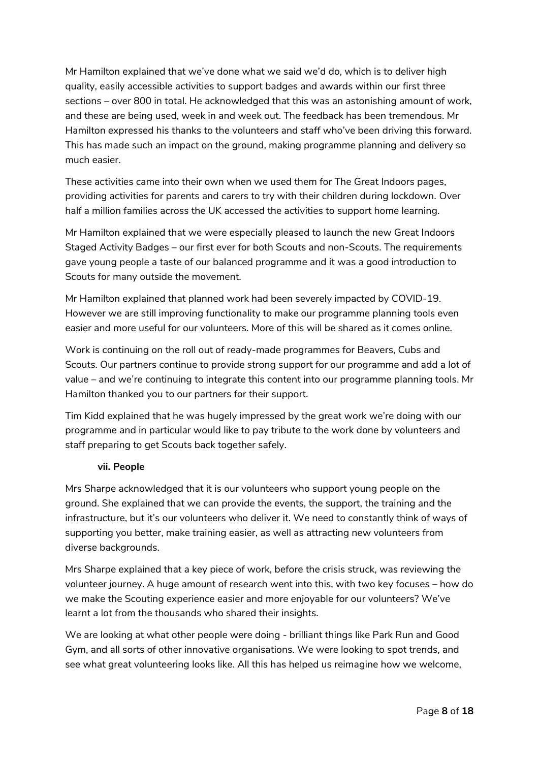Mr Hamilton explained that we've done what we said we'd do, which is to deliver high quality, easily accessible activities to support badges and awards within our first three sections – over 800 in total. He acknowledged that this was an astonishing amount of work, and these are being used, week in and week out. The feedback has been tremendous. Mr Hamilton expressed his thanks to the volunteers and staff who've been driving this forward. This has made such an impact on the ground, making programme planning and delivery so much easier.

These activities came into their own when we used them for The Great Indoors pages, providing activities for parents and carers to try with their children during lockdown. Over half a million families across the UK accessed the activities to support home learning.

Mr Hamilton explained that we were especially pleased to launch the new Great Indoors Staged Activity Badges – our first ever for both Scouts and non-Scouts. The requirements gave young people a taste of our balanced programme and it was a good introduction to Scouts for many outside the movement.

Mr Hamilton explained that planned work had been severely impacted by COVID-19. However we are still improving functionality to make our programme planning tools even easier and more useful for our volunteers. More of this will be shared as it comes online.

Work is continuing on the roll out of ready-made programmes for Beavers, Cubs and Scouts. Our partners continue to provide strong support for our programme and add a lot of value – and we're continuing to integrate this content into our programme planning tools. Mr Hamilton thanked you to our partners for their support.

Tim Kidd explained that he was hugely impressed by the great work we're doing with our programme and in particular would like to pay tribute to the work done by volunteers and staff preparing to get Scouts back together safely.

**vii. People**

Mrs Sharpe acknowledged that it is our volunteers who support young people on the ground. She explained that we can provide the events, the support, the training and the infrastructure, but it's our volunteers who deliver it. We need to constantly think of ways of supporting you better, make training easier, as well as attracting new volunteers from diverse backgrounds.

Mrs Sharpe explained that a key piece of work, before the crisis struck, was reviewing the volunteer journey. A huge amount of research went into this, with two key focuses – how do we make the Scouting experience easier and more enjoyable for our volunteers? We've learnt a lot from the thousands who shared their insights.

We are looking at what other people were doing - brilliant things like Park Run and Good Gym, and all sorts of other innovative organisations. We were looking to spot trends, and see what great volunteering looks like. All this has helped us reimagine how we welcome,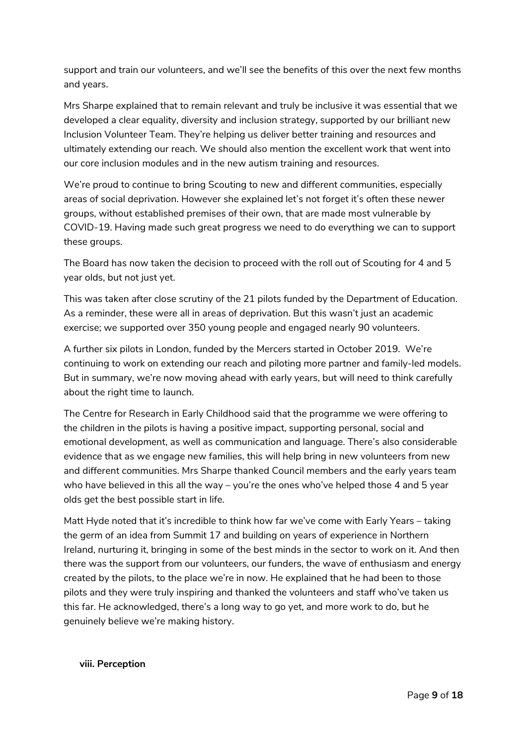support and train our volunteers, and we'll see the benefits of this over the next few months and years.

Mrs Sharpe explained that to remain relevant and truly be inclusive it was essential that we developed a clear equality, diversity and inclusion strategy, supported by our brilliant new Inclusion Volunteer Team. They're helping us deliver better training and resources and ultimately extending our reach. We should also mention the excellent work that went into our core inclusion modules and in the new autism training and resources.

We're proud to continue to bring Scouting to new and different communities, especially areas of social deprivation. However she explained let's not forget it's often these newer groups, without established premises of their own, that are made most vulnerable by COVID-19. Having made such great progress we need to do everything we can to support these groups.

The Board has now taken the decision to proceed with the roll out of Scouting for 4 and 5 year olds, but not just yet.

This was taken after close scrutiny of the 21 pilots funded by the Department of Education. As a reminder, these were all in areas of deprivation. But this wasn't just an academic exercise; we supported over 350 young people and engaged nearly 90 volunteers.

A further six pilots in London, funded by the Mercers started in October 2019. We're continuing to work on extending our reach and piloting more partner and family-led models. But in summary, we're now moving ahead with early years, but will need to think carefully about the right time to launch.

The Centre for Research in Early Childhood said that the programme we were offering to the children in the pilots is having a positive impact, supporting personal, social and emotional development, as well as communication and language. There's also considerable evidence that as we engage new families, this will help bring in new volunteers from new and different communities. Mrs Sharpe thanked Council members and the early years team who have believed in this all the way – you're the ones who've helped those 4 and 5 year olds get the best possible start in life.

Matt Hyde noted that it's incredible to think how far we've come with Early Years – taking the germ of an idea from Summit 17 and building on years of experience in Northern Ireland, nurturing it, bringing in some of the best minds in the sector to work on it. And then there was the support from our volunteers, our funders, the wave of enthusiasm and energy created by the pilots, to the place we're in now. He explained that he had been to those pilots and they were truly inspiring and thanked the volunteers and staff who've taken us this far. He acknowledged, there's a long way to go yet, and more work to do, but he genuinely believe we're making history.

**viii. Perception**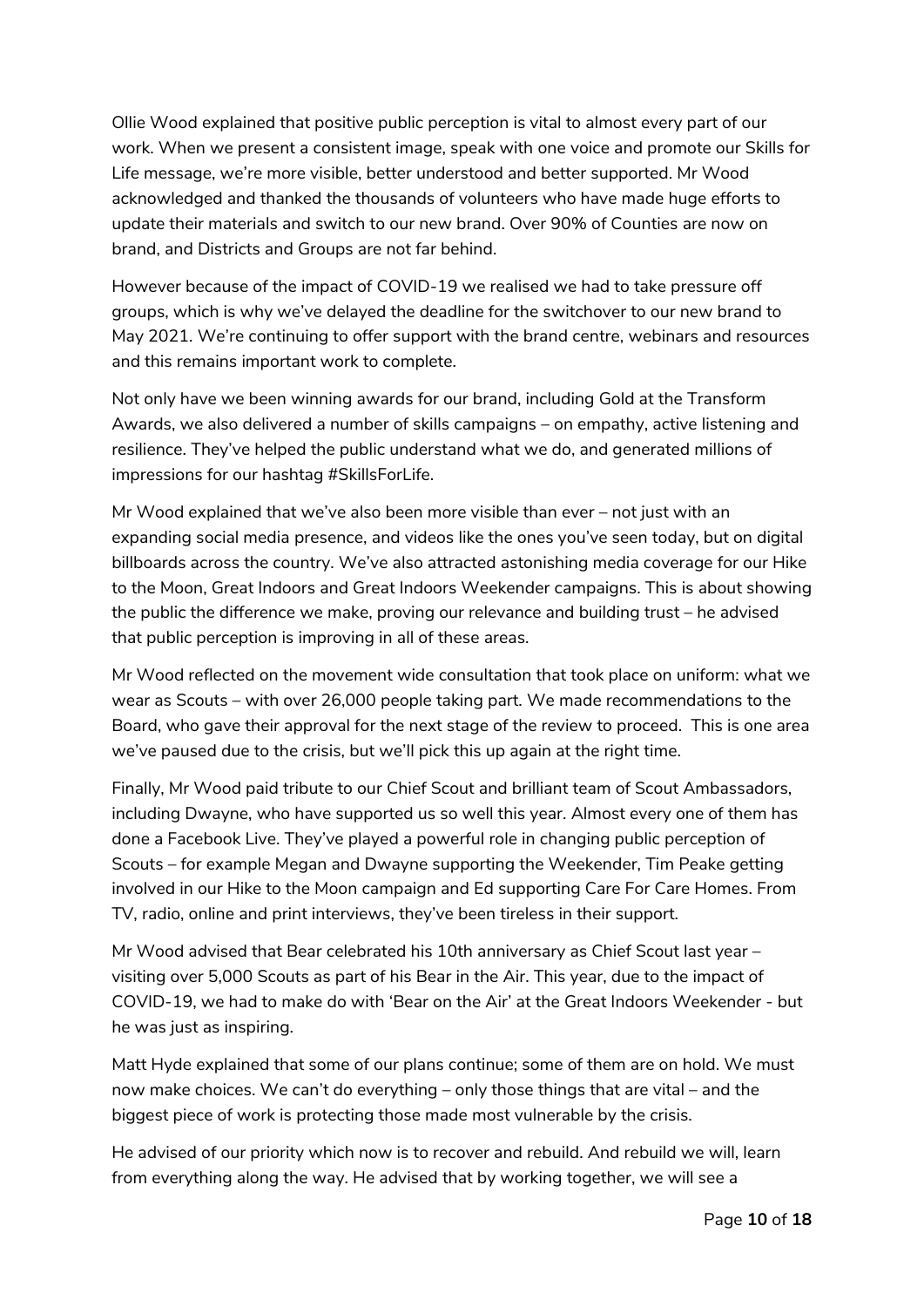Ollie Wood explained that positive public perception is vital to almost every part of our work. When we present a consistent image, speak with one voice and promote our Skills for Life message, we're more visible, better understood and better supported. Mr Wood acknowledged and thanked the thousands of volunteers who have made huge efforts to update their materials and switch to our new brand. Over 90% of Counties are now on brand, and Districts and Groups are not far behind.

However because of the impact of COVID-19 we realised we had to take pressure off groups, which is why we've delayed the deadline for the switchover to our new brand to May 2021. We're continuing to offer support with the brand centre, webinars and resources and this remains important work to complete.

Not only have we been winning awards for our brand, including Gold at the Transform Awards, we also delivered a number of skills campaigns – on empathy, active listening and resilience. They've helped the public understand what we do, and generated millions of impressions for our hashtag #SkillsForLife.

Mr Wood explained that we've also been more visible than ever – not just with an expanding social media presence, and videos like the ones you've seen today, but on digital billboards across the country. We've also attracted astonishing media coverage for our Hike to the Moon, Great Indoors and Great Indoors Weekender campaigns. This is about showing the public the difference we make, proving our relevance and building trust – he advised that public perception is improving in all of these areas.

Mr Wood reflected on the movement wide consultation that took place on uniform: what we wear as Scouts – with over 26,000 people taking part. We made recommendations to the Board, who gave their approval for the next stage of the review to proceed. This is one area we've paused due to the crisis, but we'll pick this up again at the right time.

Finally, Mr Wood paid tribute to our Chief Scout and brilliant team of Scout Ambassadors, including Dwayne, who have supported us so well this year. Almost every one of them has done a Facebook Live. They've played a powerful role in changing public perception of Scouts – for example Megan and Dwayne supporting the Weekender, Tim Peake getting involved in our Hike to the Moon campaign and Ed supporting Care For Care Homes. From TV, radio, online and print interviews, they've been tireless in their support.

Mr Wood advised that Bear celebrated his 10th anniversary as Chief Scout last year – visiting over 5,000 Scouts as part of his Bear in the Air. This year, due to the impact of COVID-19, we had to make do with 'Bear on the Air' at the Great Indoors Weekender - but he was just as inspiring.

Matt Hyde explained that some of our plans continue; some of them are on hold. We must now make choices. We can't do everything – only those things that are vital – and the biggest piece of work is protecting those made most vulnerable by the crisis.

He advised of our priority which now is to recover and rebuild. And rebuild we will, learn from everything along the way. He advised that by working together, we will see a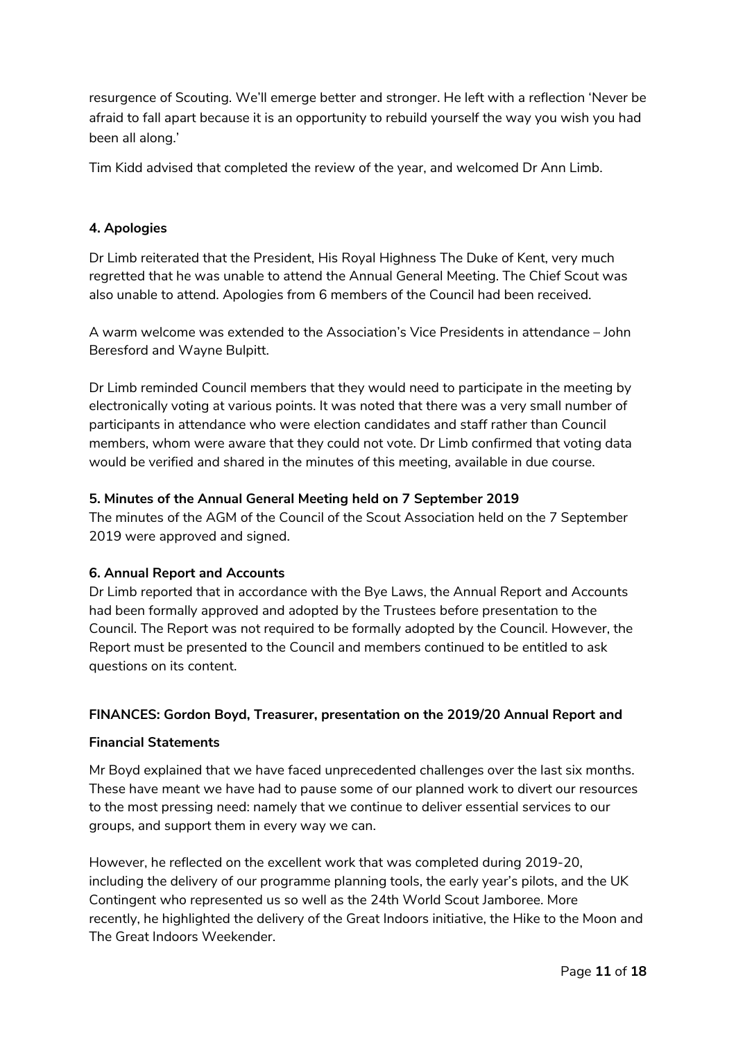resurgence of Scouting. We'll emerge better and stronger. He left with a reflection 'Never be afraid to fall apart because it is an opportunity to rebuild yourself the way you wish you had been all along.'

Tim Kidd advised that completed the review of the year, and welcomed Dr Ann Limb.

**4. Apologies**

Dr Limb reiterated that the President, His Royal Highness The Duke of Kent, very much regretted that he was unable to attend the Annual General Meeting. The Chief Scout was also unable to attend. Apologies from 6 members of the Council had been received.

A warm welcome was extended to the Association's Vice Presidents in attendance – John Beresford and Wayne Bulpitt.

Dr Limb reminded Council members that they would need to participate in the meeting by electronically voting at various points. It was noted that there was a very small number of participants in attendance who were election candidates and staff rather than Council members, whom were aware that they could not vote. Dr Limb confirmed that voting data would be verified and shared in the minutes of this meeting, available in due course.

**5. Minutes of the Annual General Meeting held on 7 September 2019**

The minutes of the AGM of the Council of the Scout Association held on the 7 September 2019 were approved and signed.

**6. Annual Report and Accounts**

Dr Limb reported that in accordance with the Bye Laws, the Annual Report and Accounts had been formally approved and adopted by the Trustees before presentation to the Council. The Report was not required to be formally adopted by the Council. However, the Report must be presented to the Council and members continued to be entitled to ask questions on its content.

**FINANCES: Gordon Boyd, Treasurer, presentation on the 2019/20 Annual Report and Financial Statements**

Mr Boyd explained that we have faced unprecedented challenges over the last six months. These have meant we have had to pause some of our planned work to divert our resources to the most pressing need: namely that we continue to deliver essential services to our groups, and support them in every way we can.

However, he reflected on the excellent work that was completed during 2019-20, including the delivery of our programme planning tools, the early year's pilots, and the UK Contingent who represented us so well as the 24th World Scout Jamboree. More recently, he highlighted the delivery of the Great Indoors initiative, the Hike to the Moon and The Great Indoors Weekender.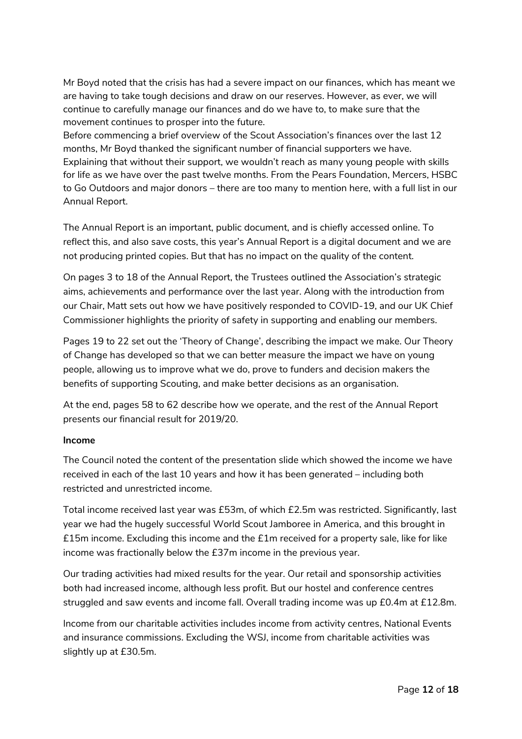Mr Boyd noted that the crisis has had a severe impact on our finances, which has meant we are having to take tough decisions and draw on our reserves. However, as ever, we will continue to carefully manage our finances and do we have to, to make sure that the movement continues to prosper into the future.
Before commencing a brief overview of the Scout Association's finances over the last 12 months, Mr Boyd thanked the significant number of financial supporters we have. Explaining that without their support, we wouldn't reach as many young people with skills for life as we have over the past twelve months. From the Pears Foundation, Mercers, HSBC to Go Outdoors and major donors – there are too many to mention here, with a full list in our Annual Report.

The Annual Report is an important, public document, and is chiefly accessed online. To reflect this, and also save costs, this year's Annual Report is a digital document and we are not producing printed copies. But that has no impact on the quality of the content.

On pages 3 to 18 of the Annual Report, the Trustees outlined the Association's strategic aims, achievements and performance over the last year. Along with the introduction from our Chair, Matt sets out how we have positively responded to COVID-19, and our UK Chief Commissioner highlights the priority of safety in supporting and enabling our members.

Pages 19 to 22 set out the 'Theory of Change', describing the impact we make. Our Theory of Change has developed so that we can better measure the impact we have on young people, allowing us to improve what we do, prove to funders and decision makers the benefits of supporting Scouting, and make better decisions as an organisation.

At the end, pages 58 to 62 describe how we operate, and the rest of the Annual Report presents our financial result for 2019/20.

**Income**

The Council noted the content of the presentation slide which showed the income we have received in each of the last 10 years and how it has been generated – including both restricted and unrestricted income.

Total income received last year was £53m, of which £2.5m was restricted. Significantly, last year we had the hugely successful World Scout Jamboree in America, and this brought in £15m income. Excluding this income and the £1m received for a property sale, like for like income was fractionally below the £37m income in the previous year.

Our trading activities had mixed results for the year. Our retail and sponsorship activities both had increased income, although less profit. But our hostel and conference centres struggled and saw events and income fall. Overall trading income was up £0.4m at £12.8m.

Income from our charitable activities includes income from activity centres, National Events and insurance commissions. Excluding the WSJ, income from charitable activities was slightly up at £30.5m.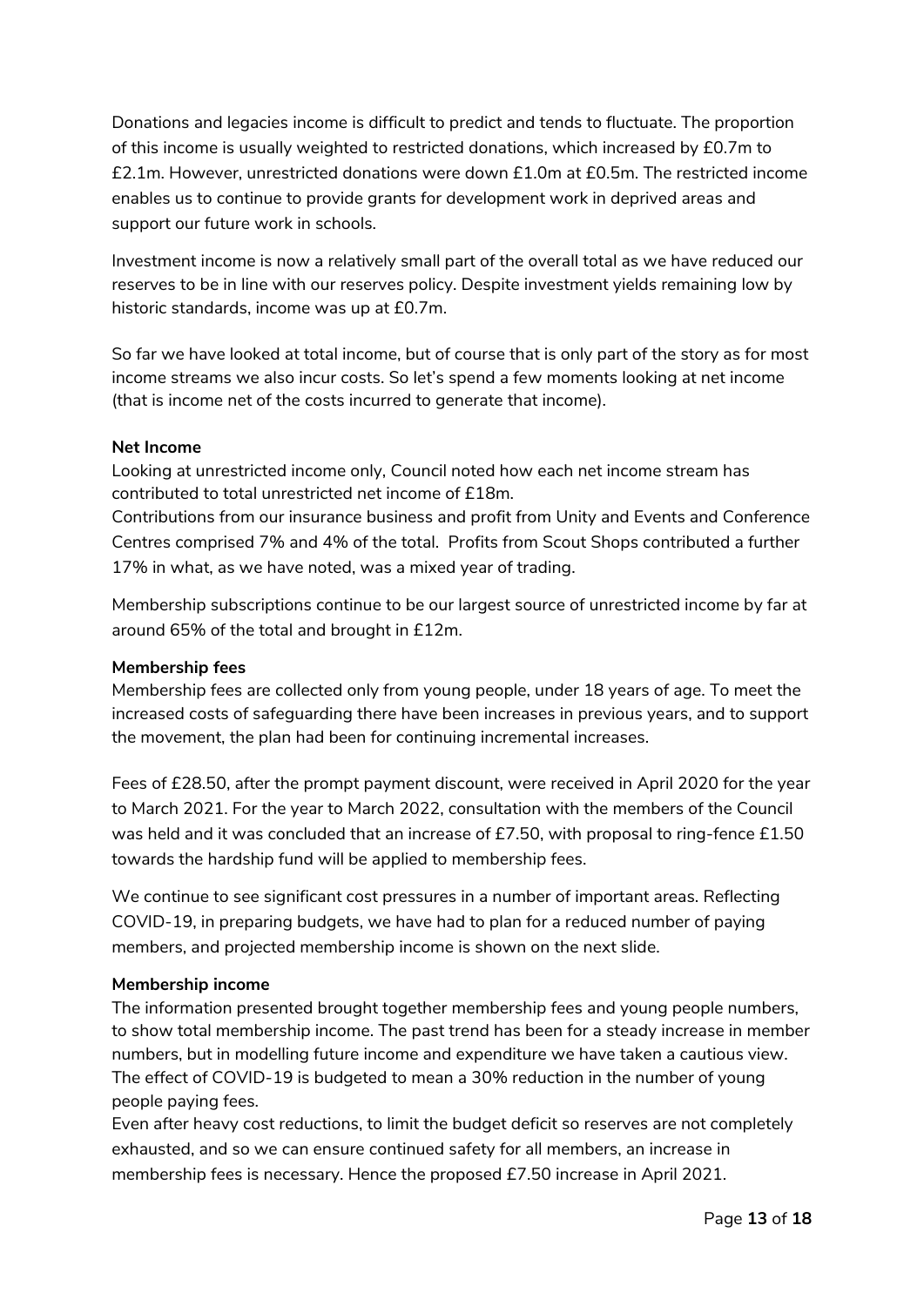Donations and legacies income is difficult to predict and tends to fluctuate. The proportion of this income is usually weighted to restricted donations, which increased by £0.7m to £2.1m. However, unrestricted donations were down £1.0m at £0.5m. The restricted income enables us to continue to provide grants for development work in deprived areas and support our future work in schools.

Investment income is now a relatively small part of the overall total as we have reduced our reserves to be in line with our reserves policy. Despite investment yields remaining low by historic standards, income was up at £0.7m.

So far we have looked at total income, but of course that is only part of the story as for most income streams we also incur costs. So let's spend a few moments looking at net income (that is income net of the costs incurred to generate that income).

**Net Income**

Looking at unrestricted income only, Council noted how each net income stream has contributed to total unrestricted net income of £18m.

Contributions from our insurance business and profit from Unity and Events and Conference Centres comprised 7% and 4% of the total. Profits from Scout Shops contributed a further 17% in what, as we have noted, was a mixed year of trading.

Membership subscriptions continue to be our largest source of unrestricted income by far at around 65% of the total and brought in £12m.

**Membership fees**

Membership fees are collected only from young people, under 18 years of age. To meet the increased costs of safeguarding there have been increases in previous years, and to support the movement, the plan had been for continuing incremental increases.

Fees of £28.50, after the prompt payment discount, were received in April 2020 for the year to March 2021. For the year to March 2022, consultation with the members of the Council was held and it was concluded that an increase of £7.50, with proposal to ring-fence £1.50 towards the hardship fund will be applied to membership fees.

We continue to see significant cost pressures in a number of important areas. Reflecting COVID-19, in preparing budgets, we have had to plan for a reduced number of paying members, and projected membership income is shown on the next slide.

**Membership income**

The information presented brought together membership fees and young people numbers, to show total membership income. The past trend has been for a steady increase in member numbers, but in modelling future income and expenditure we have taken a cautious view. The effect of COVID-19 is budgeted to mean a 30% reduction in the number of young people paying fees.

Even after heavy cost reductions, to limit the budget deficit so reserves are not completely exhausted, and so we can ensure continued safety for all members, an increase in membership fees is necessary. Hence the proposed £7.50 increase in April 2021.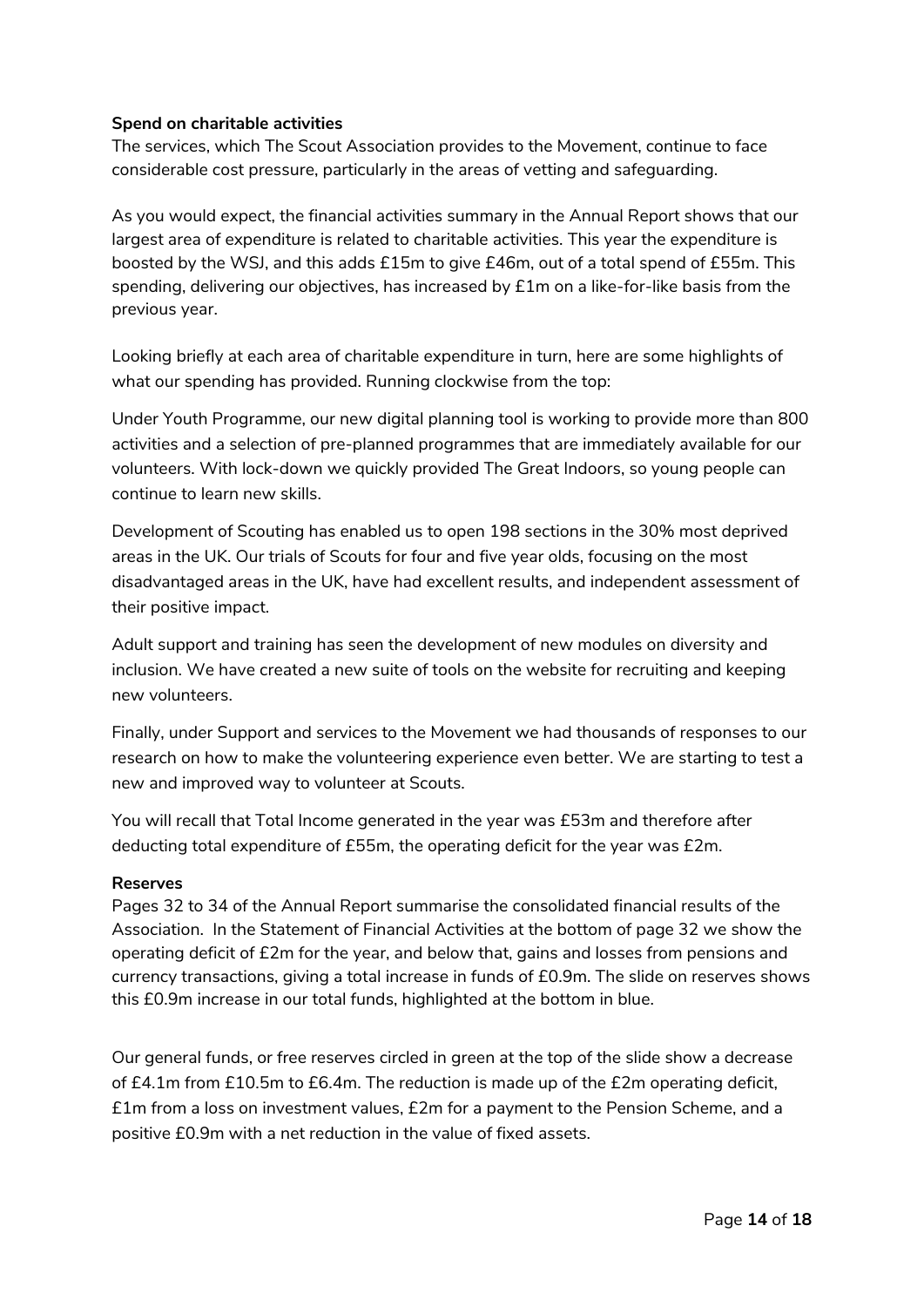**Spend on charitable activities**

The services, which The Scout Association provides to the Movement, continue to face considerable cost pressure, particularly in the areas of vetting and safeguarding.

As you would expect, the financial activities summary in the Annual Report shows that our largest area of expenditure is related to charitable activities. This year the expenditure is boosted by the WSJ, and this adds £15m to give £46m, out of a total spend of £55m. This spending, delivering our objectives, has increased by £1m on a like-for-like basis from the previous year.

Looking briefly at each area of charitable expenditure in turn, here are some highlights of what our spending has provided. Running clockwise from the top:

Under Youth Programme, our new digital planning tool is working to provide more than 800 activities and a selection of pre-planned programmes that are immediately available for our volunteers. With lock-down we quickly provided The Great Indoors, so young people can continue to learn new skills.

Development of Scouting has enabled us to open 198 sections in the 30% most deprived areas in the UK. Our trials of Scouts for four and five year olds, focusing on the most disadvantaged areas in the UK, have had excellent results, and independent assessment of their positive impact.

Adult support and training has seen the development of new modules on diversity and inclusion. We have created a new suite of tools on the website for recruiting and keeping new volunteers.

Finally, under Support and services to the Movement we had thousands of responses to our research on how to make the volunteering experience even better. We are starting to test a new and improved way to volunteer at Scouts.

You will recall that Total Income generated in the year was £53m and therefore after deducting total expenditure of £55m, the operating deficit for the year was £2m.

**Reserves**

Pages 32 to 34 of the Annual Report summarise the consolidated financial results of the Association. In the Statement of Financial Activities at the bottom of page 32 we show the operating deficit of £2m for the year, and below that, gains and losses from pensions and currency transactions, giving a total increase in funds of £0.9m. The slide on reserves shows this £0.9m increase in our total funds, highlighted at the bottom in blue.

Our general funds, or free reserves circled in green at the top of the slide show a decrease of £4.1m from £10.5m to £6.4m. The reduction is made up of the £2m operating deficit, £1m from a loss on investment values, £2m for a payment to the Pension Scheme, and a positive £0.9m with a net reduction in the value of fixed assets.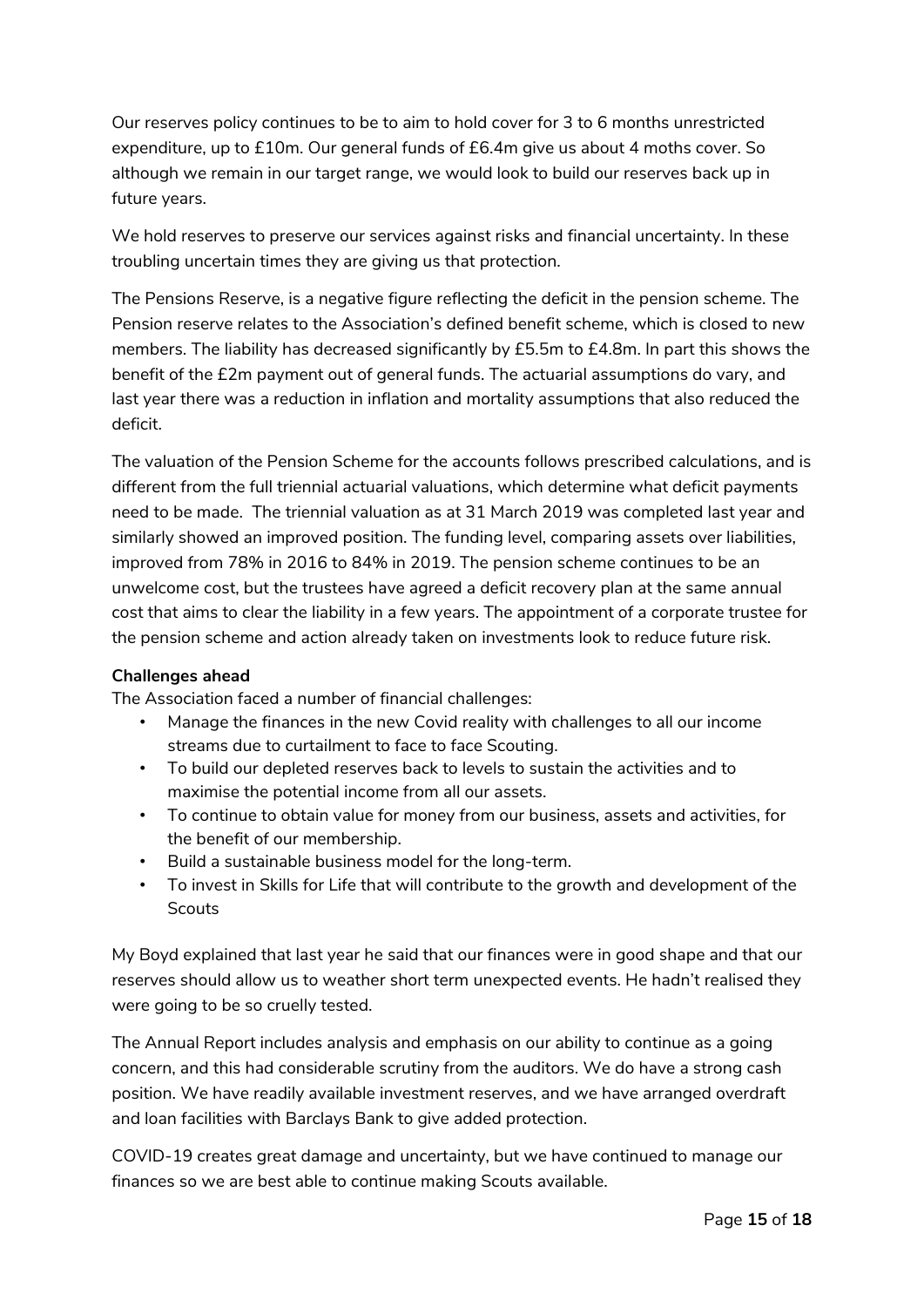Our reserves policy continues to be to aim to hold cover for 3 to 6 months unrestricted expenditure, up to £10m. Our general funds of £6.4m give us about 4 moths cover. So although we remain in our target range, we would look to build our reserves back up in future years.

We hold reserves to preserve our services against risks and financial uncertainty. In these troubling uncertain times they are giving us that protection.

The Pensions Reserve, is a negative figure reflecting the deficit in the pension scheme. The Pension reserve relates to the Association's defined benefit scheme, which is closed to new members. The liability has decreased significantly by £5.5m to £4.8m. In part this shows the benefit of the £2m payment out of general funds. The actuarial assumptions do vary, and last year there was a reduction in inflation and mortality assumptions that also reduced the deficit.

The valuation of the Pension Scheme for the accounts follows prescribed calculations, and is different from the full triennial actuarial valuations, which determine what deficit payments need to be made. The triennial valuation as at 31 March 2019 was completed last year and similarly showed an improved position. The funding level, comparing assets over liabilities, improved from 78% in 2016 to 84% in 2019. The pension scheme continues to be an unwelcome cost, but the trustees have agreed a deficit recovery plan at the same annual cost that aims to clear the liability in a few years. The appointment of a corporate trustee for the pension scheme and action already taken on investments look to reduce future risk.

**Challenges ahead**

The Association faced a number of financial challenges:

- Manage the finances in the new Covid reality with challenges to all our income streams due to curtailment to face to face Scouting.
- To build our depleted reserves back to levels to sustain the activities and to maximise the potential income from all our assets.
- To continue to obtain value for money from our business, assets and activities, for the benefit of our membership.
- Build a sustainable business model for the long-term.
- To invest in Skills for Life that will contribute to the growth and development of the Scouts

My Boyd explained that last year he said that our finances were in good shape and that our reserves should allow us to weather short term unexpected events. He hadn't realised they were going to be so cruelly tested.

The Annual Report includes analysis and emphasis on our ability to continue as a going concern, and this had considerable scrutiny from the auditors. We do have a strong cash position. We have readily available investment reserves, and we have arranged overdraft and loan facilities with Barclays Bank to give added protection.

COVID-19 creates great damage and uncertainty, but we have continued to manage our finances so we are best able to continue making Scouts available.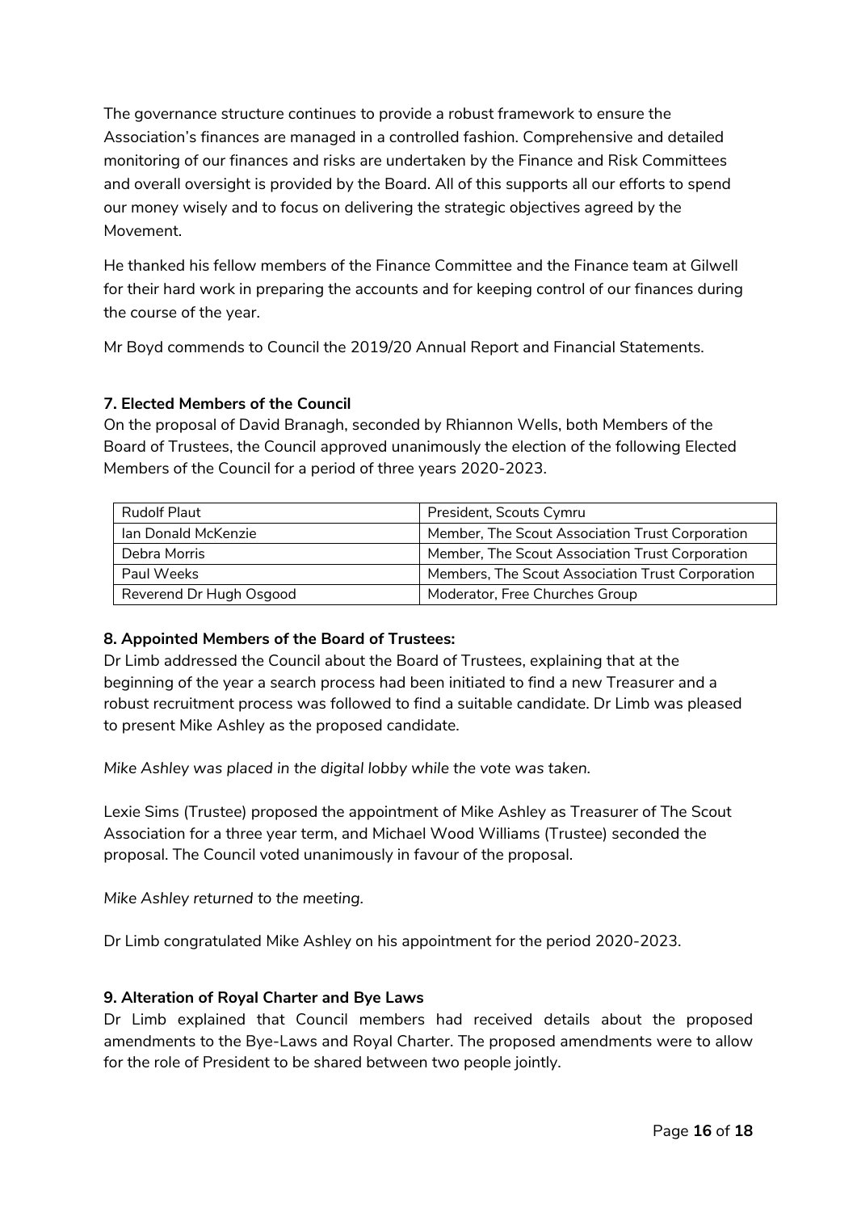The governance structure continues to provide a robust framework to ensure the Association's finances are managed in a controlled fashion. Comprehensive and detailed monitoring of our finances and risks are undertaken by the Finance and Risk Committees and overall oversight is provided by the Board. All of this supports all our efforts to spend our money wisely and to focus on delivering the strategic objectives agreed by the Movement.

He thanked his fellow members of the Finance Committee and the Finance team at Gilwell for their hard work in preparing the accounts and for keeping control of our finances during the course of the year.

Mr Boyd commends to Council the 2019/20 Annual Report and Financial Statements.

**7. Elected Members of the Council**

On the proposal of David Branagh, seconded by Rhiannon Wells, both Members of the Board of Trustees, the Council approved unanimously the election of the following Elected Members of the Council for a period of three years 2020-2023.

| | |
|---|---|
| Rudolf Plaut | President, Scouts Cymru |
| Ian Donald McKenzie | Member, The Scout Association Trust Corporation |
| Debra Morris | Member, The Scout Association Trust Corporation |
| Paul Weeks | Members, The Scout Association Trust Corporation |
| Reverend Dr Hugh Osgood | Moderator, Free Churches Group |

**8. Appointed Members of the Board of Trustees:**

Dr Limb addressed the Council about the Board of Trustees, explaining that at the beginning of the year a search process had been initiated to find a new Treasurer and a robust recruitment process was followed to find a suitable candidate. Dr Limb was pleased to present Mike Ashley as the proposed candidate.

*Mike Ashley was placed in the digital lobby while the vote was taken.*

Lexie Sims (Trustee) proposed the appointment of Mike Ashley as Treasurer of The Scout Association for a three year term, and Michael Wood Williams (Trustee) seconded the proposal. The Council voted unanimously in favour of the proposal.

*Mike Ashley returned to the meeting.*

Dr Limb congratulated Mike Ashley on his appointment for the period 2020-2023.

**9. Alteration of Royal Charter and Bye Laws**

Dr Limb explained that Council members had received details about the proposed amendments to the Bye-Laws and Royal Charter. The proposed amendments were to allow for the role of President to be shared between two people jointly.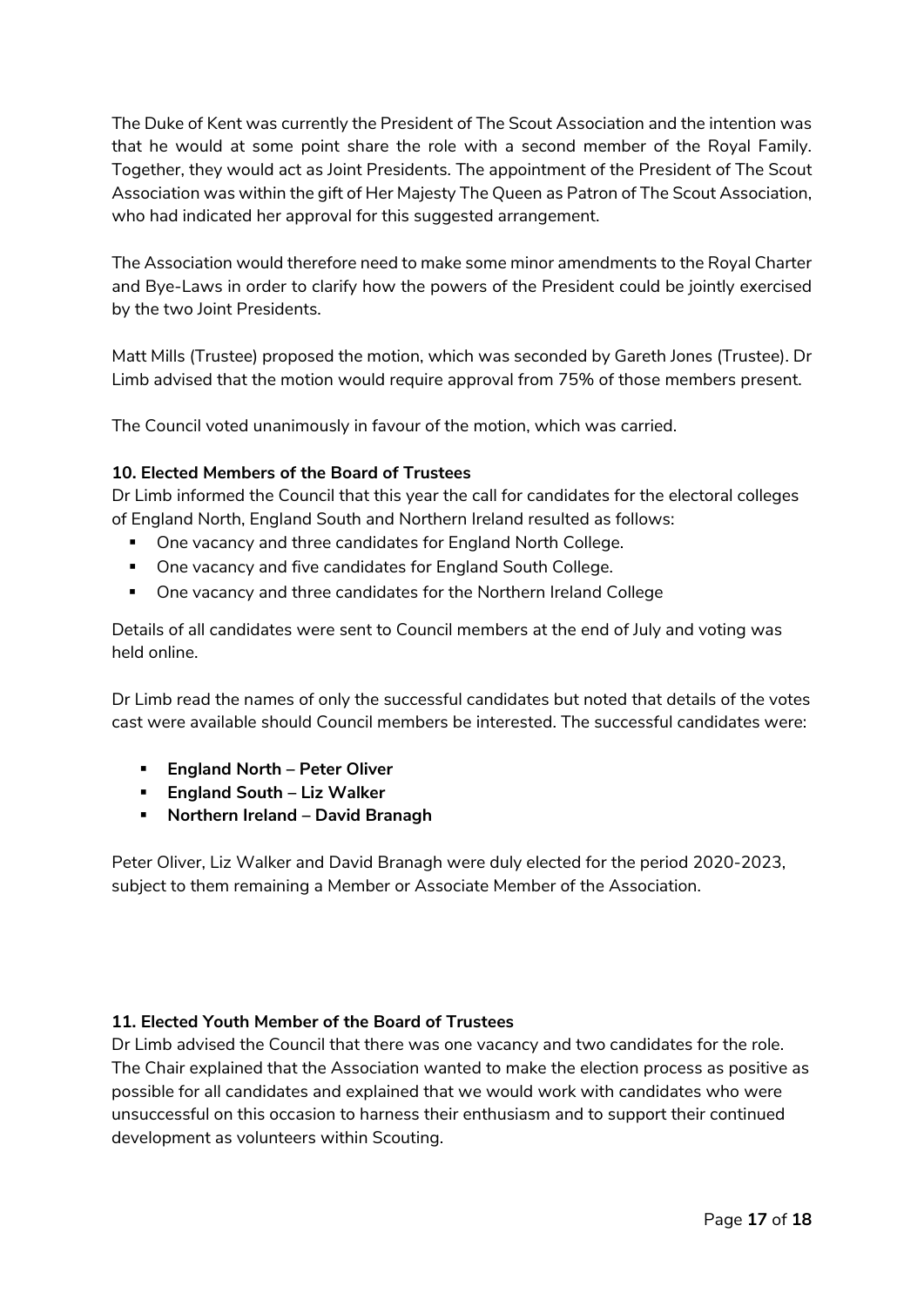The Duke of Kent was currently the President of The Scout Association and the intention was that he would at some point share the role with a second member of the Royal Family. Together, they would act as Joint Presidents. The appointment of the President of The Scout Association was within the gift of Her Majesty The Queen as Patron of The Scout Association, who had indicated her approval for this suggested arrangement.

The Association would therefore need to make some minor amendments to the Royal Charter and Bye-Laws in order to clarify how the powers of the President could be jointly exercised by the two Joint Presidents.

Matt Mills (Trustee) proposed the motion, which was seconded by Gareth Jones (Trustee). Dr Limb advised that the motion would require approval from 75% of those members present.

The Council voted unanimously in favour of the motion, which was carried.

**10. Elected Members of the Board of Trustees**

Dr Limb informed the Council that this year the call for candidates for the electoral colleges of England North, England South and Northern Ireland resulted as follows:

- One vacancy and three candidates for England North College.
- One vacancy and five candidates for England South College.
- One vacancy and three candidates for the Northern Ireland College

Details of all candidates were sent to Council members at the end of July and voting was held online.

Dr Limb read the names of only the successful candidates but noted that details of the votes cast were available should Council members be interested. The successful candidates were:

- **England North – Peter Oliver**
- **England South – Liz Walker**
- **Northern Ireland – David Branagh**

Peter Oliver, Liz Walker and David Branagh were duly elected for the period 2020-2023, subject to them remaining a Member or Associate Member of the Association.

**11. Elected Youth Member of the Board of Trustees**

Dr Limb advised the Council that there was one vacancy and two candidates for the role. The Chair explained that the Association wanted to make the election process as positive as possible for all candidates and explained that we would work with candidates who were unsuccessful on this occasion to harness their enthusiasm and to support their continued development as volunteers within Scouting.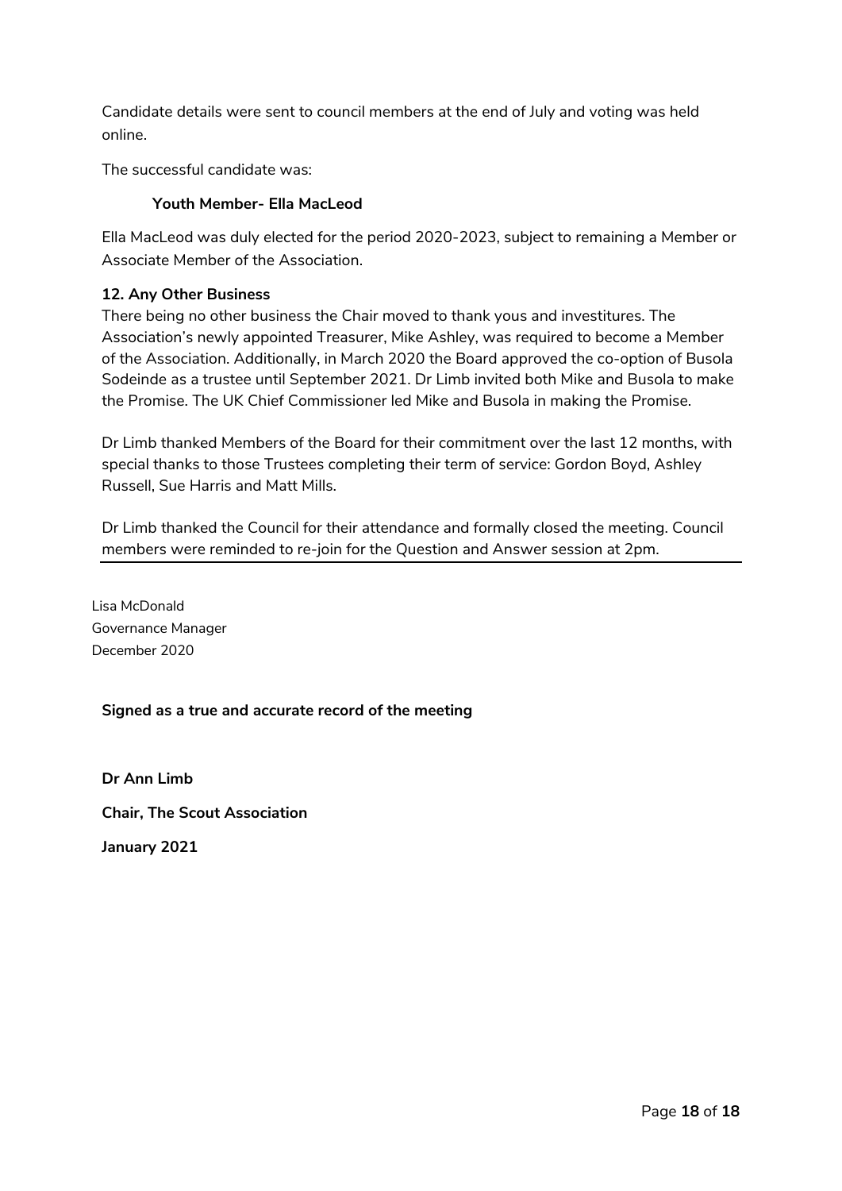Candidate details were sent to council members at the end of July and voting was held online.

The successful candidate was:

**Youth Member- Ella MacLeod**

Ella MacLeod was duly elected for the period 2020-2023, subject to remaining a Member or Associate Member of the Association.

**12. Any Other Business**

There being no other business the Chair moved to thank yous and investitures. The Association's newly appointed Treasurer, Mike Ashley, was required to become a Member of the Association. Additionally, in March 2020 the Board approved the co-option of Busola Sodeinde as a trustee until September 2021. Dr Limb invited both Mike and Busola to make the Promise. The UK Chief Commissioner led Mike and Busola in making the Promise.

Dr Limb thanked Members of the Board for their commitment over the last 12 months, with special thanks to those Trustees completing their term of service: Gordon Boyd, Ashley Russell, Sue Harris and Matt Mills.

Dr Limb thanked the Council for their attendance and formally closed the meeting. Council members were reminded to re-join for the Question and Answer session at 2pm.

---

Lisa McDonald
Governance Manager
December 2020

**Signed as a true and accurate record of the meeting**

**Dr Ann Limb**

**Chair, The Scout Association**

**January 2021**